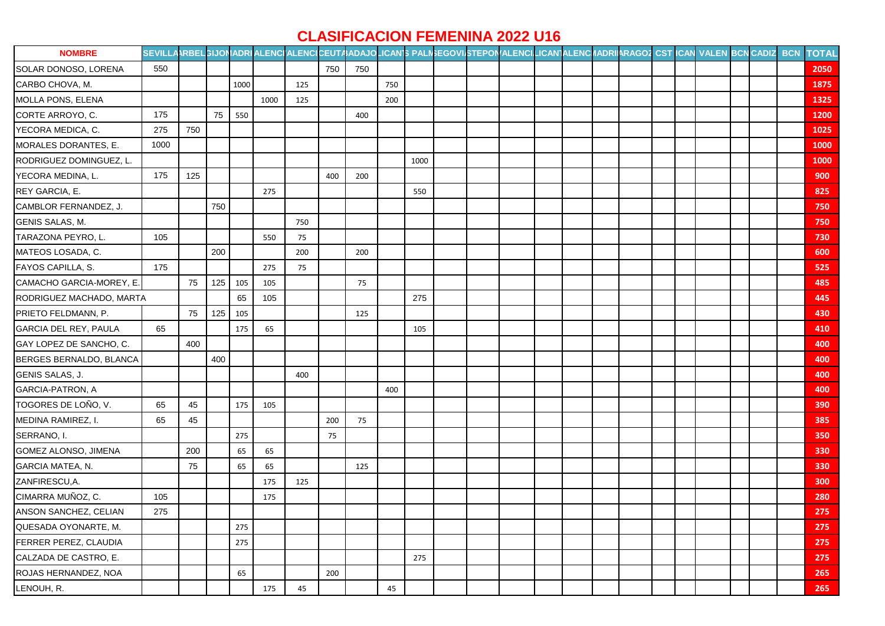# CLASIFICACION FEMENINA 2022 U16

| NOMBRE | SEVILLA | ARBEL | GIJON | ADRI | ALENCI | ALENCI | CEUTA | ADAJO | LICANT | S PALM | EGOVI | STEPON | ALENCI | LICANT | ALENC | ADRI | ARAGOZ | CST | ICAN | VALEN | BCN | CADIZ | BCN | TOTAL |
|---|---|---|---|---|---|---|---|---|---|---|---|---|---|---|---|---|---|---|---|---|---|---|---|---|
| SOLAR DONOSO, LORENA | 550 | | | | | | 750 | 750 | | | | | | | | | | | | | | | | 2050 |
| CARBO CHOVA, M. | | | | 1000 | | 125 | | | 750 | | | | | | | | | | | | | | | 1875 |
| MOLLA PONS, ELENA | | | | | 1000 | 125 | | | 200 | | | | | | | | | | | | | | | 1325 |
| CORTE ARROYO, C. | 175 | | 75 | 550 | | | | 400 | | | | | | | | | | | | | | | | 1200 |
| YECORA MEDICA, C. | 275 | 750 | | | | | | | | | | | | | | | | | | | | | | 1025 |
| MORALES DORANTES, E. | 1000 | | | | | | | | | | | | | | | | | | | | | | | 1000 |
| RODRIGUEZ DOMINGUEZ, L. | | | | | | | | | | 1000 | | | | | | | | | | | | | | 1000 |
| YECORA MEDINA, L. | 175 | 125 | | | | | 400 | 200 | | | | | | | | | | | | | | | | 900 |
| REY GARCIA, E. | | | | | 275 | | | | | 550 | | | | | | | | | | | | | | 825 |
| CAMBLOR FERNANDEZ, J. | | | 750 | | | | | | | | | | | | | | | | | | | | | 750 |
| GENIS SALAS, M. | | | | | | 750 | | | | | | | | | | | | | | | | | | 750 |
| TARAZONA PEYRO, L. | 105 | | | | 550 | 75 | | | | | | | | | | | | | | | | | | 730 |
| MATEOS LOSADA, C. | | | 200 | | | 200 | | 200 | | | | | | | | | | | | | | | | 600 |
| FAYOS CAPILLA, S. | 175 | | | | 275 | 75 | | | | | | | | | | | | | | | | | | 525 |
| CAMACHO GARCIA-MOREY, E. | | 75 | 125 | 105 | 105 | | | 75 | | | | | | | | | | | | | | | | 485 |
| RODRIGUEZ MACHADO, MARTA | | | | 65 | 105 | | | | | 275 | | | | | | | | | | | | | | 445 |
| PRIETO FELDMANN, P. | | 75 | 125 | 105 | | | | 125 | | | | | | | | | | | | | | | | 430 |
| GARCIA DEL REY, PAULA | 65 | | | 175 | 65 | | | | | 105 | | | | | | | | | | | | | | 410 |
| GAY LOPEZ DE SANCHO, C. | | 400 | | | | | | | | | | | | | | | | | | | | | | 400 |
| BERGES BERNALDO, BLANCA | | | 400 | | | | | | | | | | | | | | | | | | | | | 400 |
| GENIS SALAS, J. | | | | | | 400 | | | | | | | | | | | | | | | | | | 400 |
| GARCIA-PATRON, A | | | | | | | | | 400 | | | | | | | | | | | | | | | 400 |
| TOGORES DE LOÑO, V. | 65 | 45 | | 175 | 105 | | | | | | | | | | | | | | | | | | | 390 |
| MEDINA RAMIREZ, I. | 65 | 45 | | | | | 200 | 75 | | | | | | | | | | | | | | | | 385 |
| SERRANO, I. | | | | 275 | | | 75 | | | | | | | | | | | | | | | | | 350 |
| GOMEZ ALONSO, JIMENA | | 200 | | 65 | 65 | | | | | | | | | | | | | | | | | | | 330 |
| GARCIA MATEA, N. | | 75 | | 65 | 65 | | | 125 | | | | | | | | | | | | | | | | 330 |
| ZANFIRESCU,A. | | | | | 175 | 125 | | | | | | | | | | | | | | | | | | 300 |
| CIMARRA MUÑOZ, C. | 105 | | | | 175 | | | | | | | | | | | | | | | | | | | 280 |
| ANSON SANCHEZ, CELIAN | 275 | | | | | | | | | | | | | | | | | | | | | | | 275 |
| QUESADA OYONARTE, M. | | | | 275 | | | | | | | | | | | | | | | | | | | | 275 |
| FERRER PEREZ, CLAUDIA | | | | 275 | | | | | | | | | | | | | | | | | | | | 275 |
| CALZADA DE CASTRO, E. | | | | | | | | | | 275 | | | | | | | | | | | | | | 275 |
| ROJAS HERNANDEZ, NOA | | | | 65 | | | 200 | | | | | | | | | | | | | | | | | 265 |
| LENOUH, R. | | | | | 175 | 45 | | | 45 | | | | | | | | | | | | | | | 265 |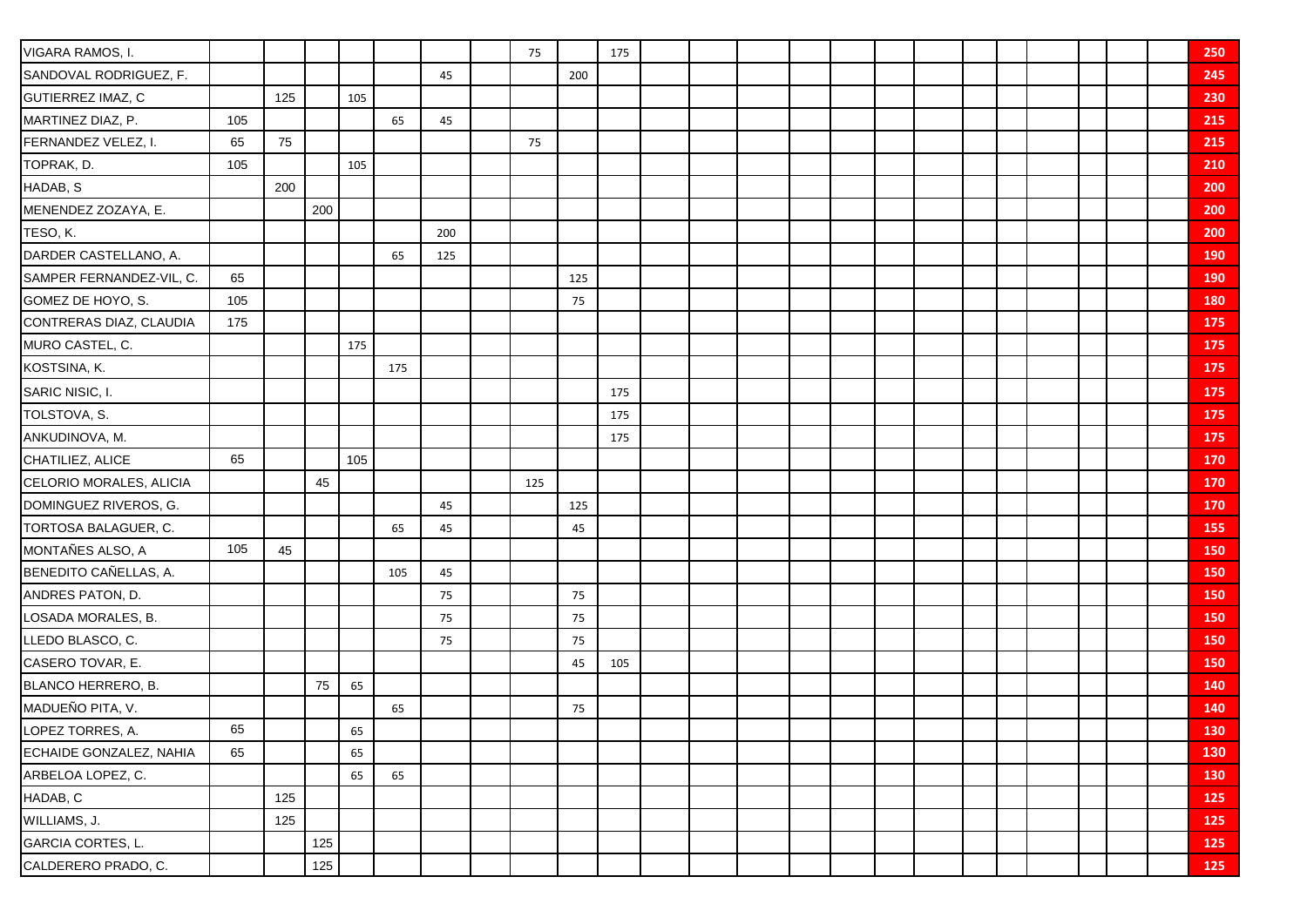| | | | | | | | | | | | | | | | | | | | | | | | | |
|---|---|---|---|---|---|---|---|---|---|---|---|---|---|---|---|---|---|---|---|---|---|---|---|---|
| VIGARA RAMOS, I. | | | | | | | | 75 | | 175 | | | | | | | | | | | | | | **250** |
| SANDOVAL RODRIGUEZ, F. | | | | | | 45 | | | 200 | | | | | | | | | | | | | | | **245** |
| GUTIERREZ IMAZ, C | | 125 | | 105 | | | | | | | | | | | | | | | | | | | | **230** |
| MARTINEZ DIAZ, P. | 105 | | | | 65 | 45 | | | | | | | | | | | | | | | | | | **215** |
| FERNANDEZ VELEZ, I. | 65 | 75 | | | | | | 75 | | | | | | | | | | | | | | | | **215** |
| TOPRAK, D. | 105 | | | 105 | | | | | | | | | | | | | | | | | | | | **210** |
| HADAB, S | | 200 | | | | | | | | | | | | | | | | | | | | | | **200** |
| MENENDEZ ZOZAYA, E. | | | 200 | | | | | | | | | | | | | | | | | | | | | **200** |
| TESO, K. | | | | | | 200 | | | | | | | | | | | | | | | | | | **200** |
| DARDER CASTELLANO, A. | | | | | 65 | 125 | | | | | | | | | | | | | | | | | | **190** |
| SAMPER FERNANDEZ-VIL, C. | 65 | | | | | | | | 125 | | | | | | | | | | | | | | | **190** |
| GOMEZ DE HOYO, S. | 105 | | | | | | | | 75 | | | | | | | | | | | | | | | **180** |
| CONTRERAS DIAZ, CLAUDIA | 175 | | | | | | | | | | | | | | | | | | | | | | | **175** |
| MURO CASTEL, C. | | | | 175 | | | | | | | | | | | | | | | | | | | | **175** |
| KOSTSINA, K. | | | | | 175 | | | | | | | | | | | | | | | | | | | **175** |
| SARIC NISIC, I. | | | | | | | | | | 175 | | | | | | | | | | | | | | **175** |
| TOLSTOVA, S. | | | | | | | | | | 175 | | | | | | | | | | | | | | **175** |
| ANKUDINOVA, M. | | | | | | | | | | 175 | | | | | | | | | | | | | | **175** |
| CHATILIEZ, ALICE | 65 | | | 105 | | | | | | | | | | | | | | | | | | | | **170** |
| CELORIO MORALES, ALICIA | | | 45 | | | | | 125 | | | | | | | | | | | | | | | | **170** |
| DOMINGUEZ RIVEROS, G. | | | | | | 45 | | | 125 | | | | | | | | | | | | | | | **170** |
| TORTOSA BALAGUER, C. | | | | | 65 | 45 | | | 45 | | | | | | | | | | | | | | | **155** |
| MONTAÑES ALSO, A | 105 | 45 | | | | | | | | | | | | | | | | | | | | | | **150** |
| BENEDITO CAÑELLAS, A. | | | | | 105 | 45 | | | | | | | | | | | | | | | | | | **150** |
| ANDRES PATON, D. | | | | | | 75 | | | 75 | | | | | | | | | | | | | | | **150** |
| LOSADA MORALES, B. | | | | | | 75 | | | 75 | | | | | | | | | | | | | | | **150** |
| LLEDO BLASCO, C. | | | | | | 75 | | | 75 | | | | | | | | | | | | | | | **150** |
| CASERO TOVAR, E. | | | | | | | | | 45 | 105 | | | | | | | | | | | | | | **150** |
| BLANCO HERRERO, B. | | | 75 | 65 | | | | | | | | | | | | | | | | | | | | **140** |
| MADUEÑO PITA, V. | | | | | 65 | | | | 75 | | | | | | | | | | | | | | | **140** |
| LOPEZ TORRES, A. | 65 | | | 65 | | | | | | | | | | | | | | | | | | | | **130** |
| ECHAIDE GONZALEZ, NAHIA | 65 | | | 65 | | | | | | | | | | | | | | | | | | | | **130** |
| ARBELOA LOPEZ, C. | | | | 65 | 65 | | | | | | | | | | | | | | | | | | | **130** |
| HADAB, C | | 125 | | | | | | | | | | | | | | | | | | | | | | **125** |
| WILLIAMS, J. | | 125 | | | | | | | | | | | | | | | | | | | | | | **125** |
| GARCIA CORTES, L. | | | 125 | | | | | | | | | | | | | | | | | | | | | **125** |
| CALDERERO PRADO, C. | | | 125 | | | | | | | | | | | | | | | | | | | | | **125** |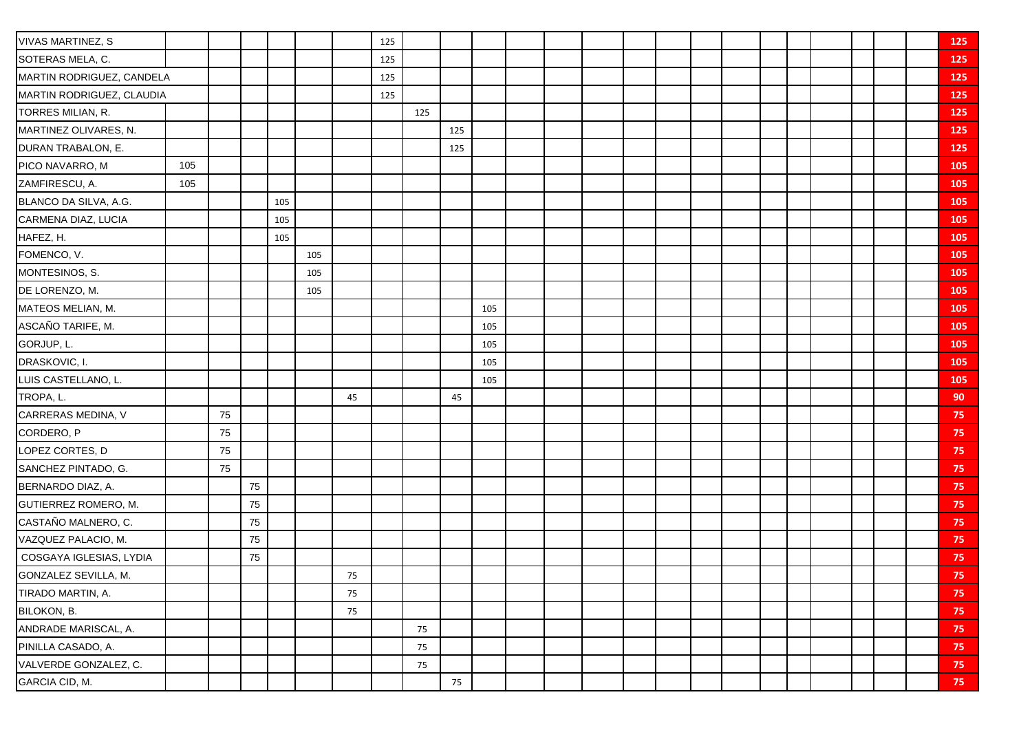| | | | | | | | | | | | | | | | | | | | | | | | | |
|---|---|---|---|---|---|---|---|---|---|---|---|---|---|---|---|---|---|---|---|---|---|---|---|---|
| VIVAS MARTINEZ, S | | | | | | | 125 | | | | | | | | | | | | | | | | | **125** |
| SOTERAS MELA, C. | | | | | | | 125 | | | | | | | | | | | | | | | | | **125** |
| MARTIN RODRIGUEZ, CANDELA | | | | | | | 125 | | | | | | | | | | | | | | | | | **125** |
| MARTIN RODRIGUEZ, CLAUDIA | | | | | | | 125 | | | | | | | | | | | | | | | | | **125** |
| TORRES MILIAN, R. | | | | | | | | 125 | | | | | | | | | | | | | | | | **125** |
| MARTINEZ OLIVARES, N. | | | | | | | | | 125 | | | | | | | | | | | | | | | **125** |
| DURAN TRABALON, E. | | | | | | | | | 125 | | | | | | | | | | | | | | | **125** |
| PICO NAVARRO, M | 105 | | | | | | | | | | | | | | | | | | | | | | | **105** |
| ZAMFIRESCU, A. | 105 | | | | | | | | | | | | | | | | | | | | | | | **105** |
| BLANCO DA SILVA, A.G. | | | | 105 | | | | | | | | | | | | | | | | | | | | **105** |
| CARMENA DIAZ, LUCIA | | | | 105 | | | | | | | | | | | | | | | | | | | | **105** |
| HAFEZ, H. | | | | 105 | | | | | | | | | | | | | | | | | | | | **105** |
| FOMENCO, V. | | | | | 105 | | | | | | | | | | | | | | | | | | | **105** |
| MONTESINOS, S. | | | | | 105 | | | | | | | | | | | | | | | | | | | **105** |
| DE LORENZO, M. | | | | | 105 | | | | | | | | | | | | | | | | | | | **105** |
| MATEOS MELIAN, M. | | | | | | | | | | 105 | | | | | | | | | | | | | | **105** |
| ASCAÑO TARIFE, M. | | | | | | | | | | 105 | | | | | | | | | | | | | | **105** |
| GORJUP, L. | | | | | | | | | | 105 | | | | | | | | | | | | | | **105** |
| DRASKOVIC, I. | | | | | | | | | | 105 | | | | | | | | | | | | | | **105** |
| LUIS CASTELLANO, L. | | | | | | | | | | 105 | | | | | | | | | | | | | | **105** |
| TROPA, L. | | | | | | 45 | | | 45 | | | | | | | | | | | | | | | **90** |
| CARRERAS MEDINA, V | | 75 | | | | | | | | | | | | | | | | | | | | | | **75** |
| CORDERO, P | | 75 | | | | | | | | | | | | | | | | | | | | | | **75** |
| LOPEZ CORTES, D | | 75 | | | | | | | | | | | | | | | | | | | | | | **75** |
| SANCHEZ PINTADO, G. | | 75 | | | | | | | | | | | | | | | | | | | | | | **75** |
| BERNARDO DIAZ, A. | | | 75 | | | | | | | | | | | | | | | | | | | | | **75** |
| GUTIERREZ ROMERO, M. | | | 75 | | | | | | | | | | | | | | | | | | | | | **75** |
| CASTAÑO MALNERO, C. | | | 75 | | | | | | | | | | | | | | | | | | | | | **75** |
| VAZQUEZ PALACIO, M. | | | 75 | | | | | | | | | | | | | | | | | | | | | **75** |
| COSGAYA IGLESIAS, LYDIA | | | 75 | | | | | | | | | | | | | | | | | | | | | **75** |
| GONZALEZ SEVILLA, M. | | | | | | 75 | | | | | | | | | | | | | | | | | | **75** |
| TIRADO MARTIN, A. | | | | | | 75 | | | | | | | | | | | | | | | | | | **75** |
| BILOKON, B. | | | | | | 75 | | | | | | | | | | | | | | | | | | **75** |
| ANDRADE MARISCAL, A. | | | | | | | | 75 | | | | | | | | | | | | | | | | **75** |
| PINILLA CASADO, A. | | | | | | | | 75 | | | | | | | | | | | | | | | | **75** |
| VALVERDE GONZALEZ, C. | | | | | | | | 75 | | | | | | | | | | | | | | | | **75** |
| GARCIA CID, M. | | | | | | | | | 75 | | | | | | | | | | | | | | | **75** |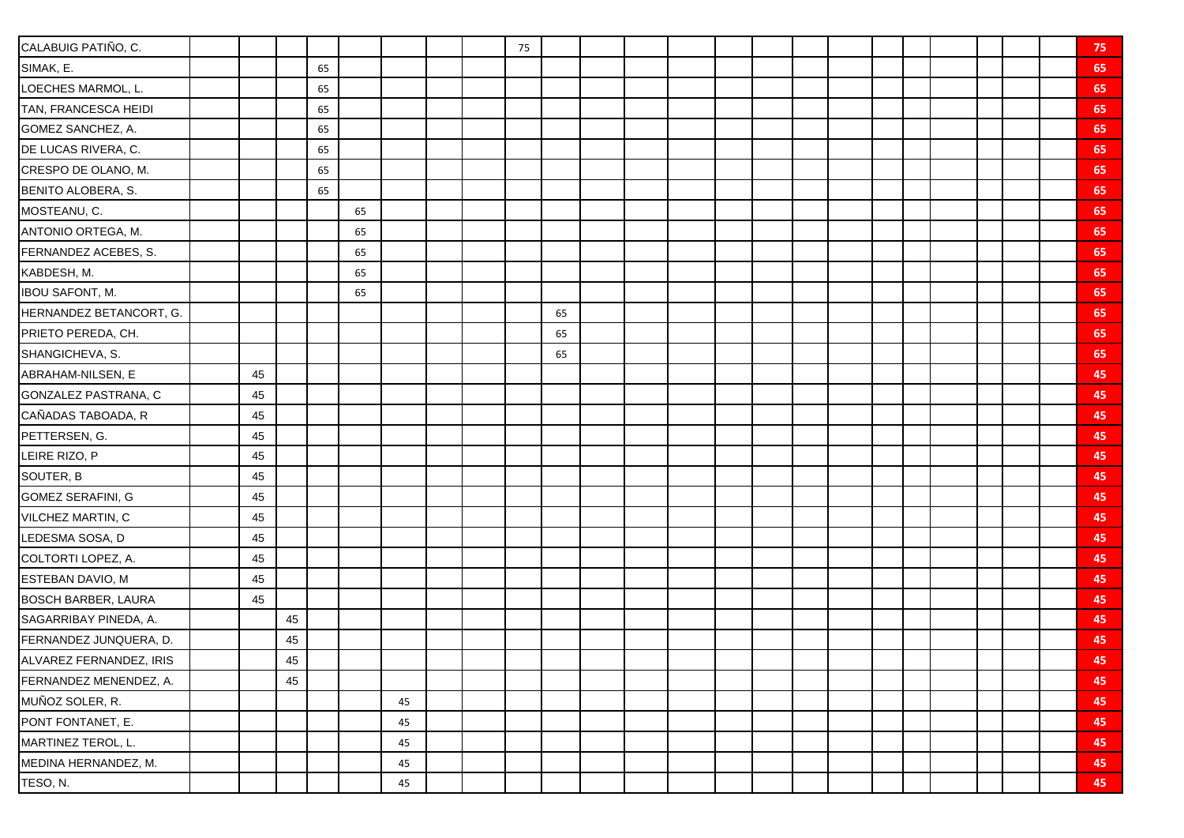| | | | | | | | | | | | | | | | | | | | | | | | | |
|---|---|---|---|---|---|---|---|---|---|---|---|---|---|---|---|---|---|---|---|---|---|---|---|---|
| CALABUIG PATIÑO, C. | | | | | | | | | 75 | | | | | | | | | | | | | | | **75** |
| SIMAK, E. | | | | 65 | | | | | | | | | | | | | | | | | | | | **65** |
| LOECHES MARMOL, L. | | | | 65 | | | | | | | | | | | | | | | | | | | | **65** |
| TAN, FRANCESCA HEIDI | | | | 65 | | | | | | | | | | | | | | | | | | | | **65** |
| GOMEZ SANCHEZ, A. | | | | 65 | | | | | | | | | | | | | | | | | | | | **65** |
| DE LUCAS RIVERA, C. | | | | 65 | | | | | | | | | | | | | | | | | | | | **65** |
| CRESPO DE OLANO, M. | | | | 65 | | | | | | | | | | | | | | | | | | | | **65** |
| BENITO ALOBERA, S. | | | | 65 | | | | | | | | | | | | | | | | | | | | **65** |
| MOSTEANU, C. | | | | | 65 | | | | | | | | | | | | | | | | | | | **65** |
| ANTONIO ORTEGA, M. | | | | | 65 | | | | | | | | | | | | | | | | | | | **65** |
| FERNANDEZ ACEBES, S. | | | | | 65 | | | | | | | | | | | | | | | | | | | **65** |
| KABDESH, M. | | | | | 65 | | | | | | | | | | | | | | | | | | | **65** |
| IBOU SAFONT, M. | | | | | 65 | | | | | | | | | | | | | | | | | | | **65** |
| HERNANDEZ BETANCORT, G. | | | | | | | | | | 65 | | | | | | | | | | | | | | **65** |
| PRIETO PEREDA, CH. | | | | | | | | | | 65 | | | | | | | | | | | | | | **65** |
| SHANGICHEVA, S. | | | | | | | | | | 65 | | | | | | | | | | | | | | **65** |
| ABRAHAM-NILSEN, E | | 45 | | | | | | | | | | | | | | | | | | | | | | **45** |
| GONZALEZ PASTRANA, C | | 45 | | | | | | | | | | | | | | | | | | | | | | **45** |
| CAÑADAS TABOADA, R | | 45 | | | | | | | | | | | | | | | | | | | | | | **45** |
| PETTERSEN, G. | | 45 | | | | | | | | | | | | | | | | | | | | | | **45** |
| LEIRE RIZO, P | | 45 | | | | | | | | | | | | | | | | | | | | | | **45** |
| SOUTER, B | | 45 | | | | | | | | | | | | | | | | | | | | | | **45** |
| GOMEZ SERAFINI, G | | 45 | | | | | | | | | | | | | | | | | | | | | | **45** |
| VILCHEZ MARTIN, C | | 45 | | | | | | | | | | | | | | | | | | | | | | **45** |
| LEDESMA SOSA, D | | 45 | | | | | | | | | | | | | | | | | | | | | | **45** |
| COLTORTI LOPEZ, A. | | 45 | | | | | | | | | | | | | | | | | | | | | | **45** |
| ESTEBAN DAVIO, M | | 45 | | | | | | | | | | | | | | | | | | | | | | **45** |
| BOSCH BARBER, LAURA | | 45 | | | | | | | | | | | | | | | | | | | | | | **45** |
| SAGARRIBAY PINEDA, A. | | | 45 | | | | | | | | | | | | | | | | | | | | | **45** |
| FERNANDEZ JUNQUERA, D. | | | 45 | | | | | | | | | | | | | | | | | | | | | **45** |
| ALVAREZ FERNANDEZ, IRIS | | | 45 | | | | | | | | | | | | | | | | | | | | | **45** |
| FERNANDEZ MENENDEZ, A. | | | 45 | | | | | | | | | | | | | | | | | | | | | **45** |
| MUÑOZ SOLER, R. | | | | | | 45 | | | | | | | | | | | | | | | | | | **45** |
| PONT FONTANET, E. | | | | | | 45 | | | | | | | | | | | | | | | | | | **45** |
| MARTINEZ TEROL, L. | | | | | | 45 | | | | | | | | | | | | | | | | | | **45** |
| MEDINA HERNANDEZ, M. | | | | | | 45 | | | | | | | | | | | | | | | | | | **45** |
| TESO, N. | | | | | | 45 | | | | | | | | | | | | | | | | | | **45** |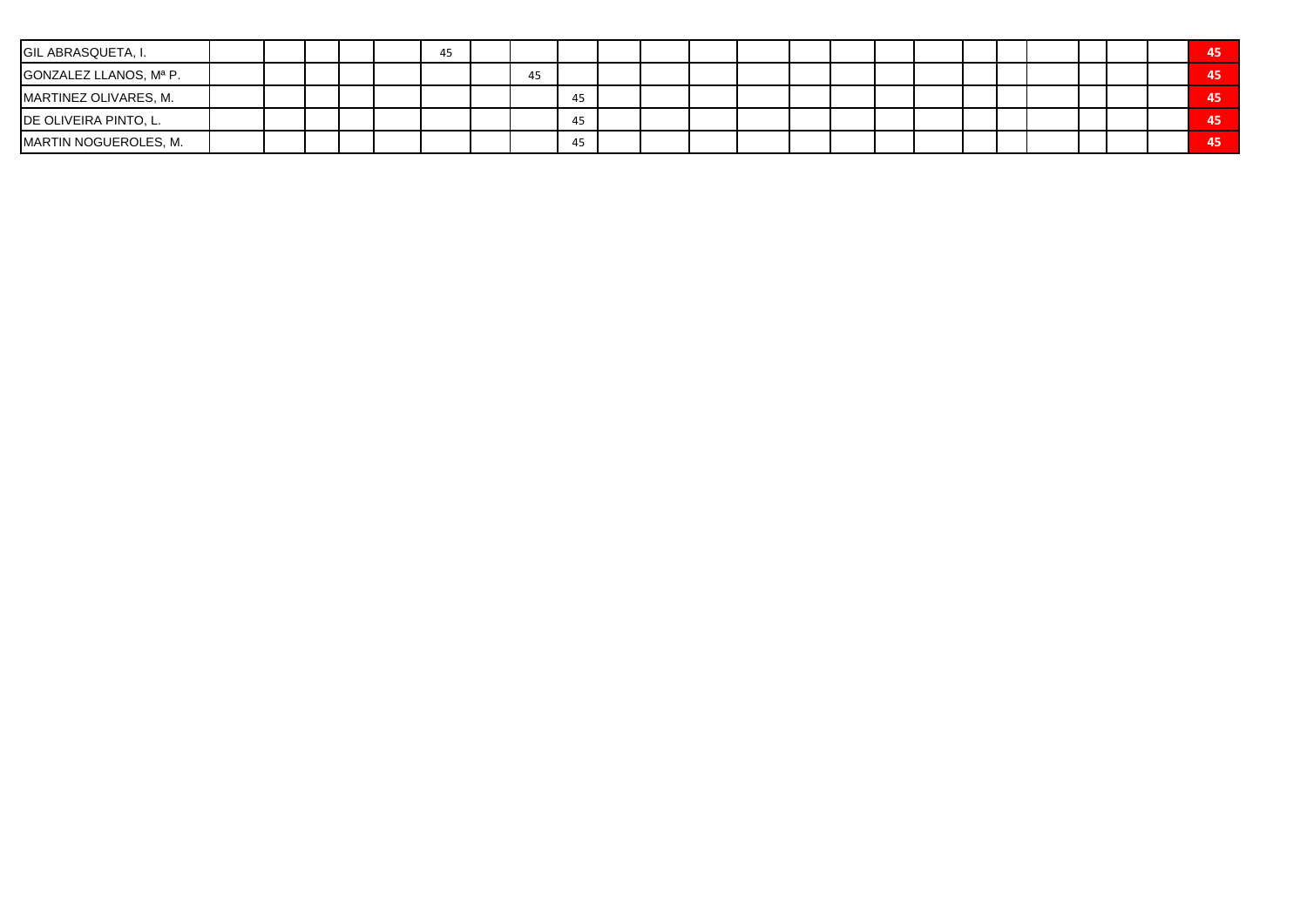| | | | | | | | | | | | | | | | | | | | | | | | | |
|---|---|---|---|---|---|---|---|---|---|---|---|---|---|---|---|---|---|---|---|---|---|---|---|---|
| GIL ABRASQUETA, I. | | | | | | 45 | | | | | | | | | | | | | | | | | | 45 |
| GONZALEZ LLANOS, Mª P. | | | | | | | | 45 | | | | | | | | | | | | | | | | 45 |
| MARTINEZ OLIVARES, M. | | | | | | | | | 45 | | | | | | | | | | | | | | | 45 |
| DE OLIVEIRA PINTO, L. | | | | | | | | | 45 | | | | | | | | | | | | | | | 45 |
| MARTIN NOGUEROLES, M. | | | | | | | | | 45 | | | | | | | | | | | | | | | 45 |